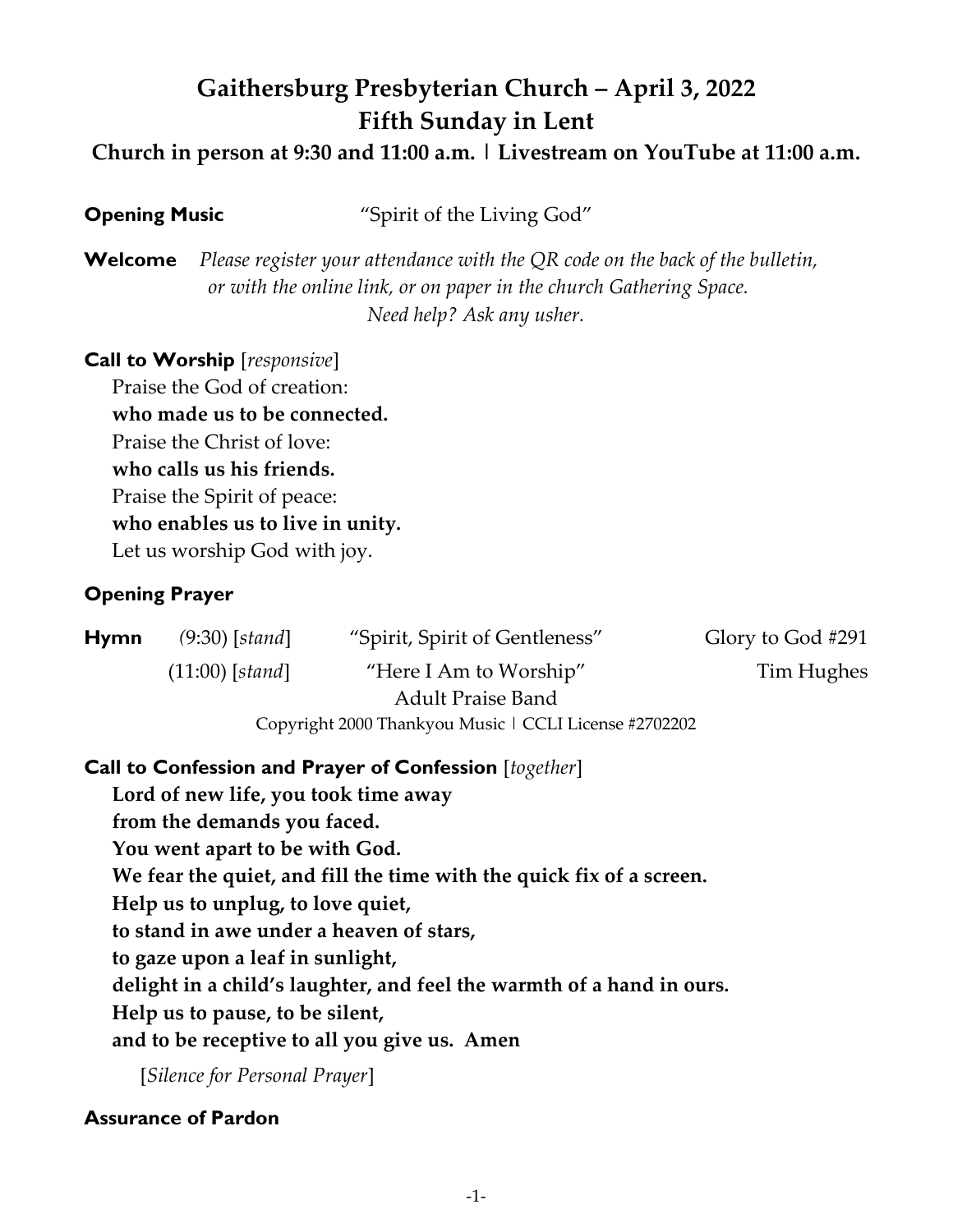# Gaithersburg Presbyterian Church – April 3, 2022
# Fifth Sunday in Lent

### Church in person at 9:30 and 11:00 a.m. | Livestream on YouTube at 11:00 a.m.

**Opening Music** "Spirit of the Living God"

**Welcome** *Please register your attendance with the QR code on the back of the bulletin, or with the online link, or on paper in the church Gathering Space. Need help? Ask any usher.*

**Call to Worship** [*responsive*]

Praise the God of creation:
**who made us to be connected.**
Praise the Christ of love:
**who calls us his friends.**
Praise the Spirit of peace:
**who enables us to live in unity.**
Let us worship God with joy.

**Opening Prayer**

**Hymn** (9:30) [*stand*] "Spirit, Spirit of Gentleness" Glory to God #291
(11:00) [*stand*] "Here I Am to Worship" Tim Hughes
Adult Praise Band
Copyright 2000 Thankyou Music | CCLI License #2702202

**Call to Confession and Prayer of Confession** [*together*]

**Lord of new life, you took time away**
**from the demands you faced.**
**You went apart to be with God.**
**We fear the quiet, and fill the time with the quick fix of a screen.**
**Help us to unplug, to love quiet,**
**to stand in awe under a heaven of stars,**
**to gaze upon a leaf in sunlight,**
**delight in a child's laughter, and feel the warmth of a hand in ours.**
**Help us to pause, to be silent,**
**and to be receptive to all you give us. Amen**

[*Silence for Personal Prayer*]

**Assurance of Pardon**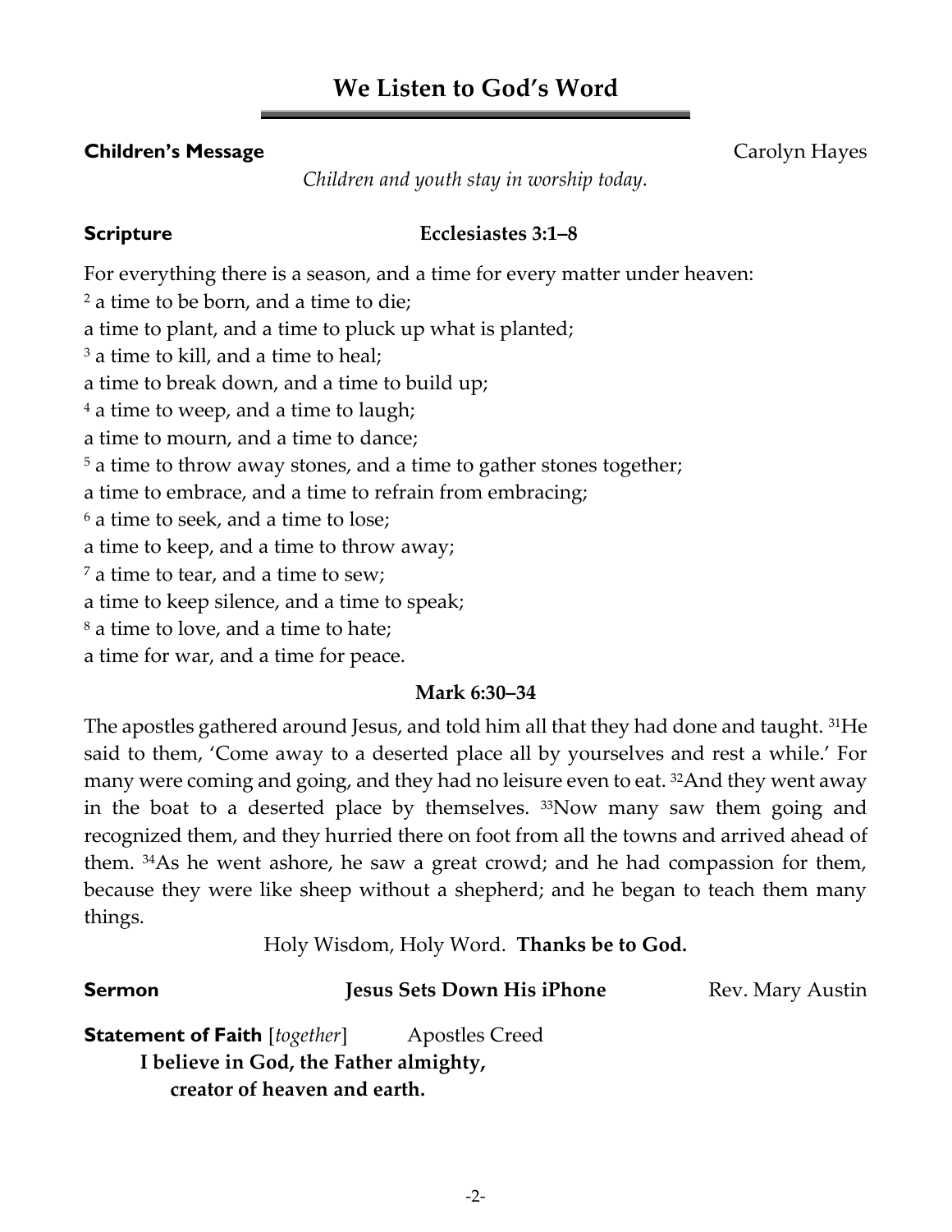# We Listen to God's Word

**Children's Message** Carolyn Hayes

*Children and youth stay in worship today.*

**Scripture** **Ecclesiastes 3:1–8**

For everything there is a season, and a time for every matter under heaven:
[2] a time to be born, and a time to die;
a time to plant, and a time to pluck up what is planted;
[3] a time to kill, and a time to heal;
a time to break down, and a time to build up;
[4] a time to weep, and a time to laugh;
a time to mourn, and a time to dance;
[5] a time to throw away stones, and a time to gather stones together;
a time to embrace, and a time to refrain from embracing;
[6] a time to seek, and a time to lose;
a time to keep, and a time to throw away;
[7] a time to tear, and a time to sew;
a time to keep silence, and a time to speak;
[8] a time to love, and a time to hate;
a time for war, and a time for peace.

**Mark 6:30–34**

The apostles gathered around Jesus, and told him all that they had done and taught. [31]He said to them, 'Come away to a deserted place all by yourselves and rest a while.' For many were coming and going, and they had no leisure even to eat. [32]And they went away in the boat to a deserted place by themselves. [33]Now many saw them going and recognized them, and they hurried there on foot from all the towns and arrived ahead of them. [34]As he went ashore, he saw a great crowd; and he had compassion for them, because they were like sheep without a shepherd; and he began to teach them many things.

Holy Wisdom, Holy Word. **Thanks be to God.**

**Sermon** **Jesus Sets Down His iPhone** Rev. Mary Austin

**Statement of Faith** [*together*] Apostles Creed

**I believe in God, the Father almighty,**
**creator of heaven and earth.**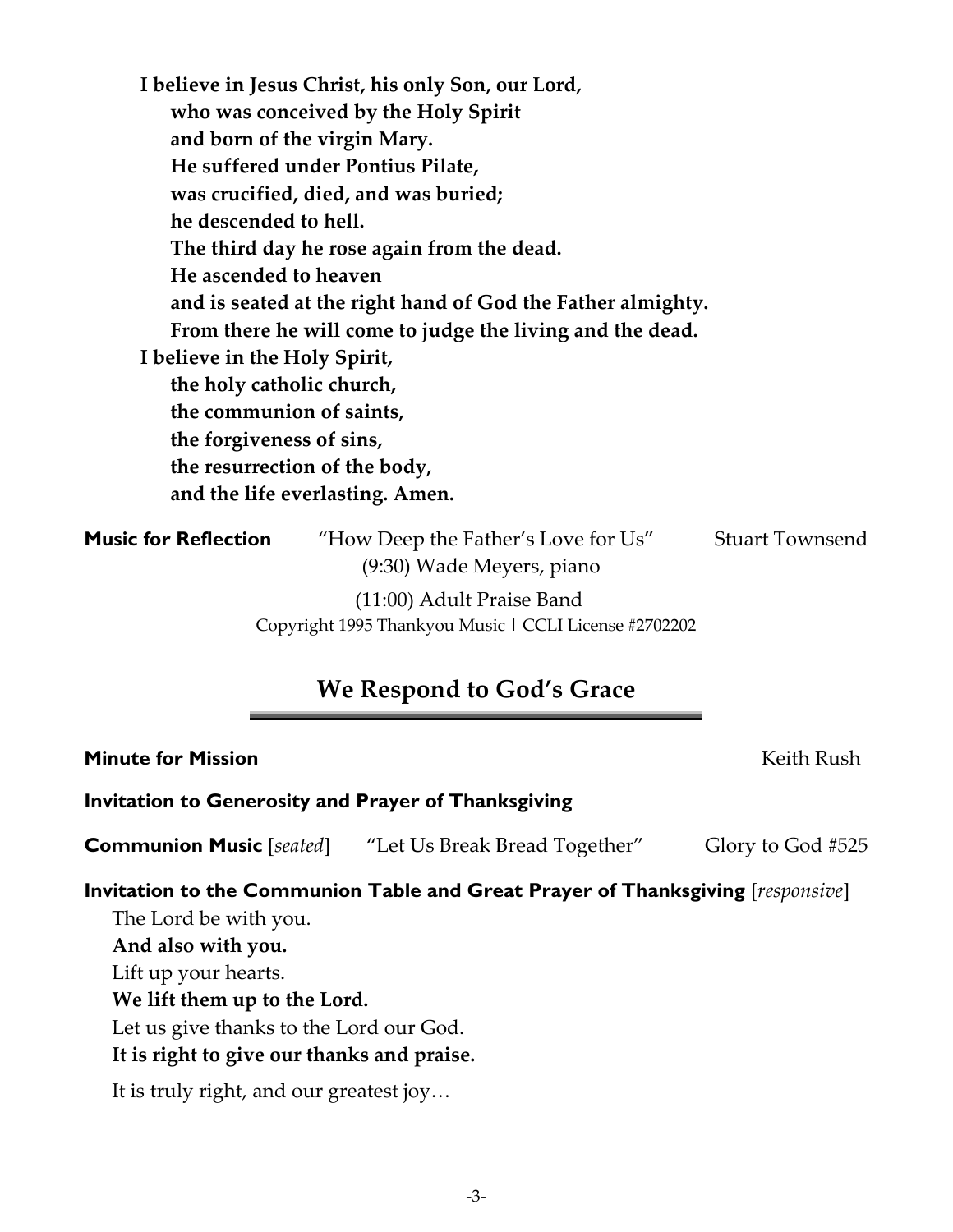**I believe in Jesus Christ, his only Son, our Lord,**
**who was conceived by the Holy Spirit**
**and born of the virgin Mary.**
**He suffered under Pontius Pilate,**
**was crucified, died, and was buried;**
**he descended to hell.**
**The third day he rose again from the dead.**
**He ascended to heaven**
**and is seated at the right hand of God the Father almighty.**
**From there he will come to judge the living and the dead.**
**I believe in the Holy Spirit,**
**the holy catholic church,**
**the communion of saints,**
**the forgiveness of sins,**
**the resurrection of the body,**
**and the life everlasting. Amen.**

**Music for Reflection** "How Deep the Father's Love for Us" Stuart Townsend
(9:30) Wade Meyers, piano
(11:00) Adult Praise Band
Copyright 1995 Thankyou Music | CCLI License #2702202

## We Respond to God's Grace

**Minute for Mission** Keith Rush

**Invitation to Generosity and Prayer of Thanksgiving**

**Communion Music** [*seated*] "Let Us Break Bread Together" Glory to God #525

**Invitation to the Communion Table and Great Prayer of Thanksgiving** [*responsive*]

The Lord be with you.
**And also with you.**
Lift up your hearts.
**We lift them up to the Lord.**
Let us give thanks to the Lord our God.
**It is right to give our thanks and praise.**

It is truly right, and our greatest joy…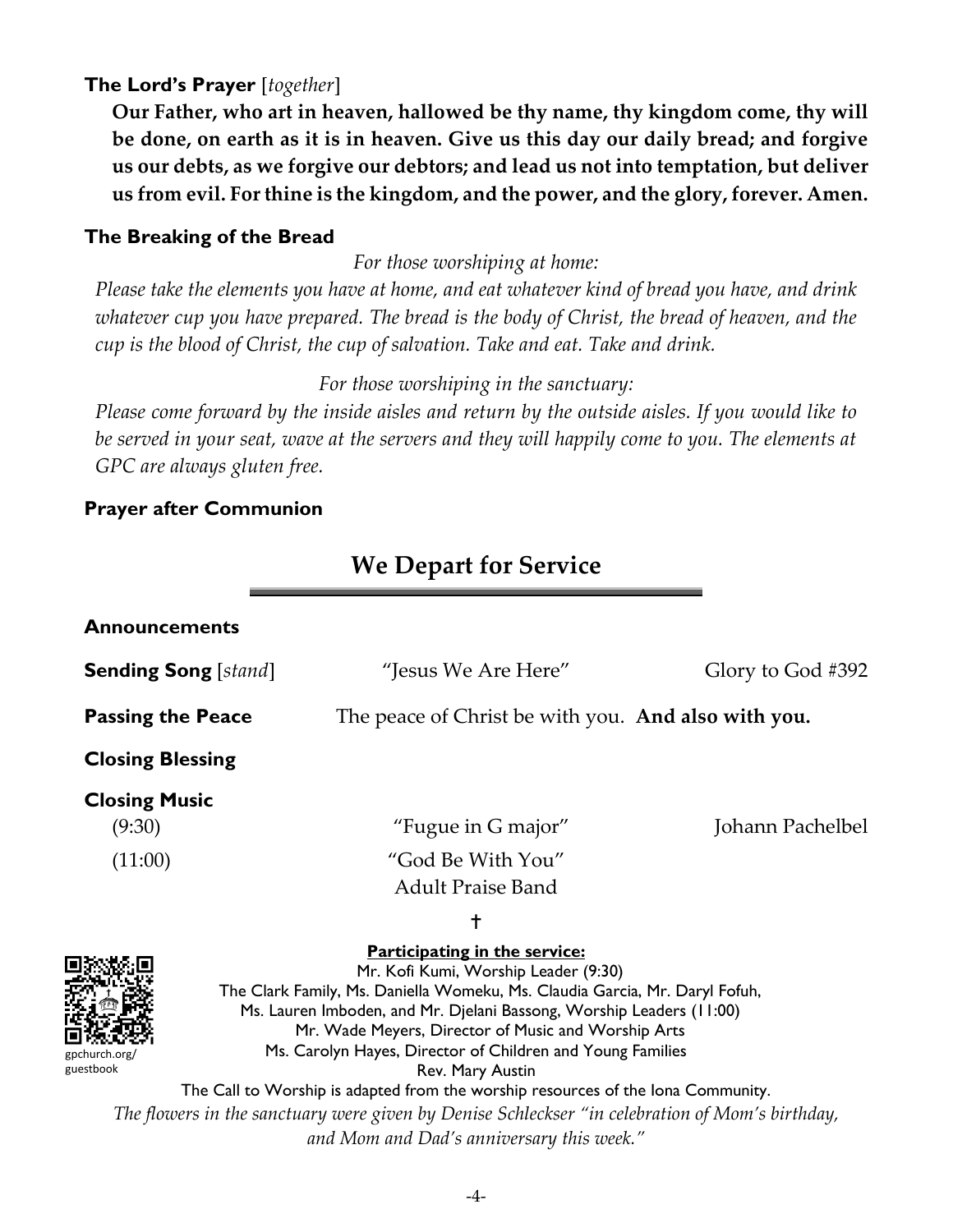**The Lord's Prayer** [*together*]

**Our Father, who art in heaven, hallowed be thy name, thy kingdom come, thy will be done, on earth as it is in heaven. Give us this day our daily bread; and forgive us our debts, as we forgive our debtors; and lead us not into temptation, but deliver us from evil. For thine is the kingdom, and the power, and the glory, forever. Amen.**

**The Breaking of the Bread**

*For those worshiping at home:*

*Please take the elements you have at home, and eat whatever kind of bread you have, and drink whatever cup you have prepared. The bread is the body of Christ, the bread of heaven, and the cup is the blood of Christ, the cup of salvation. Take and eat. Take and drink.*

*For those worshiping in the sanctuary:*

*Please come forward by the inside aisles and return by the outside aisles. If you would like to be served in your seat, wave at the servers and they will happily come to you. The elements at GPC are always gluten free.*

**Prayer after Communion**

## We Depart for Service

**Announcements**

**Sending Song** [*stand*] "Jesus We Are Here" Glory to God #392

**Passing the Peace** The peace of Christ be with you. **And also with you.**

**Closing Blessing**

**Closing Music**

(9:30) "Fugue in G major" Johann Pachelbel

(11:00) "God Be With You"
Adult Praise Band

†

**Participating in the service:**

Mr. Kofi Kumi, Worship Leader (9:30)
The Clark Family, Ms. Daniella Womeku, Ms. Claudia Garcia, Mr. Daryl Fofuh, Ms. Lauren Imboden, and Mr. Djelani Bassong, Worship Leaders (11:00)
Mr. Wade Meyers, Director of Music and Worship Arts
Ms. Carolyn Hayes, Director of Children and Young Families
Rev. Mary Austin

gpchurch.org/guestbook

The Call to Worship is adapted from the worship resources of the Iona Community.

*The flowers in the sanctuary were given by Denise Schleckser "in celebration of Mom's birthday, and Mom and Dad's anniversary this week."*